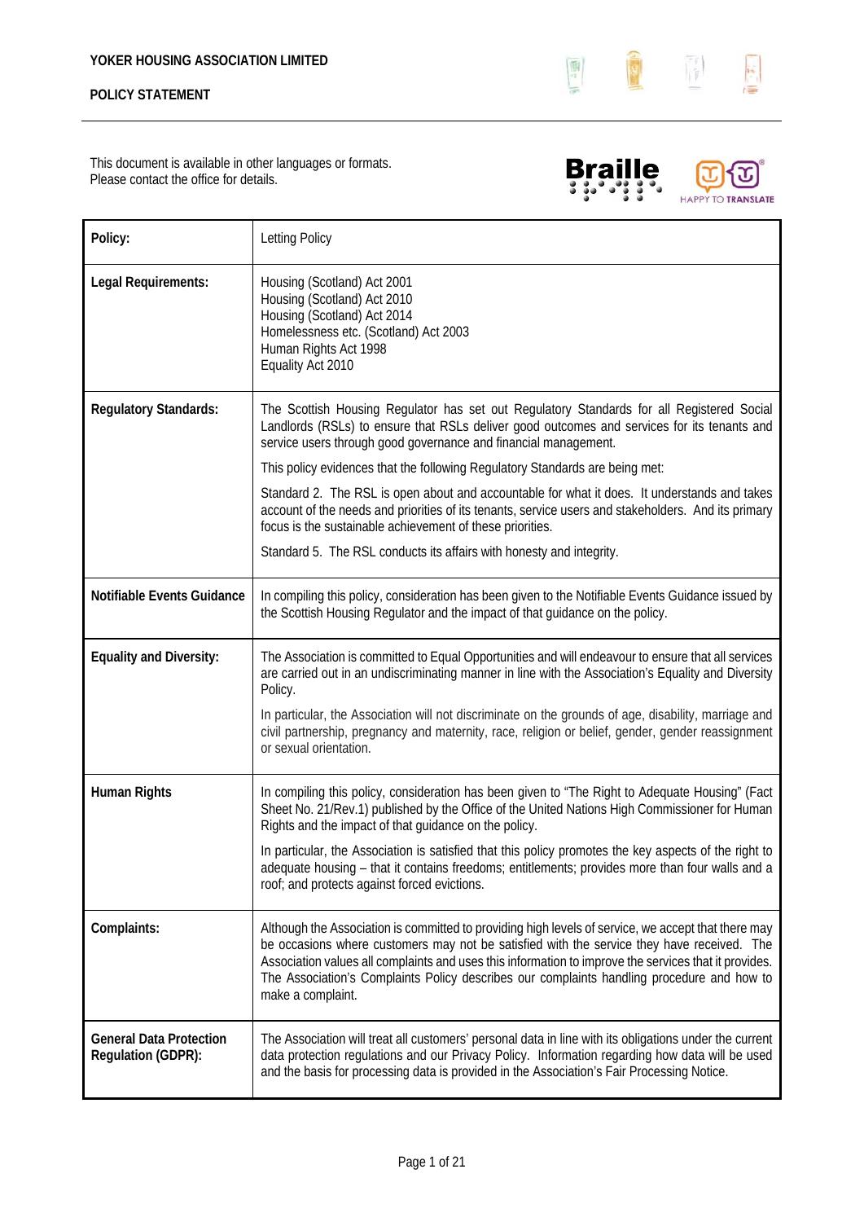**YOKER HOUSING ASSOCIATION LIMITED**

**POLICY STATEMENT**

This document is available in other languages or formats.
Please contact the office for details.

| **Policy:** | Letting Policy |
|---|---|
| **Legal Requirements:** | Housing (Scotland) Act 2001<br>Housing (Scotland) Act 2010<br>Housing (Scotland) Act 2014<br>Homelessness etc. (Scotland) Act 2003<br>Human Rights Act 1998<br>Equality Act 2010 |
| **Regulatory Standards:** | The Scottish Housing Regulator has set out Regulatory Standards for all Registered Social Landlords (RSLs) to ensure that RSLs deliver good outcomes and services for its tenants and service users through good governance and financial management.<br><br>This policy evidences that the following Regulatory Standards are being met:<br><br>Standard 2. The RSL is open about and accountable for what it does. It understands and takes account of the needs and priorities of its tenants, service users and stakeholders. And its primary focus is the sustainable achievement of these priorities.<br><br>Standard 5. The RSL conducts its affairs with honesty and integrity. |
| **Notifiable Events Guidance** | In compiling this policy, consideration has been given to the Notifiable Events Guidance issued by the Scottish Housing Regulator and the impact of that guidance on the policy. |
| **Equality and Diversity:** | The Association is committed to Equal Opportunities and will endeavour to ensure that all services are carried out in an undiscriminating manner in line with the Association's Equality and Diversity Policy.<br><br>In particular, the Association will not discriminate on the grounds of age, disability, marriage and civil partnership, pregnancy and maternity, race, religion or belief, gender, gender reassignment or sexual orientation. |
| **Human Rights** | In compiling this policy, consideration has been given to "The Right to Adequate Housing" (Fact Sheet No. 21/Rev.1) published by the Office of the United Nations High Commissioner for Human Rights and the impact of that guidance on the policy.<br><br>In particular, the Association is satisfied that this policy promotes the key aspects of the right to adequate housing – that it contains freedoms; entitlements; provides more than four walls and a roof; and protects against forced evictions. |
| **Complaints:** | Although the Association is committed to providing high levels of service, we accept that there may be occasions where customers may not be satisfied with the service they have received. The Association values all complaints and uses this information to improve the services that it provides. The Association's Complaints Policy describes our complaints handling procedure and how to make a complaint. |
| **General Data Protection Regulation (GDPR):** | The Association will treat all customers' personal data in line with its obligations under the current data protection regulations and our Privacy Policy. Information regarding how data will be used and the basis for processing data is provided in the Association's Fair Processing Notice. |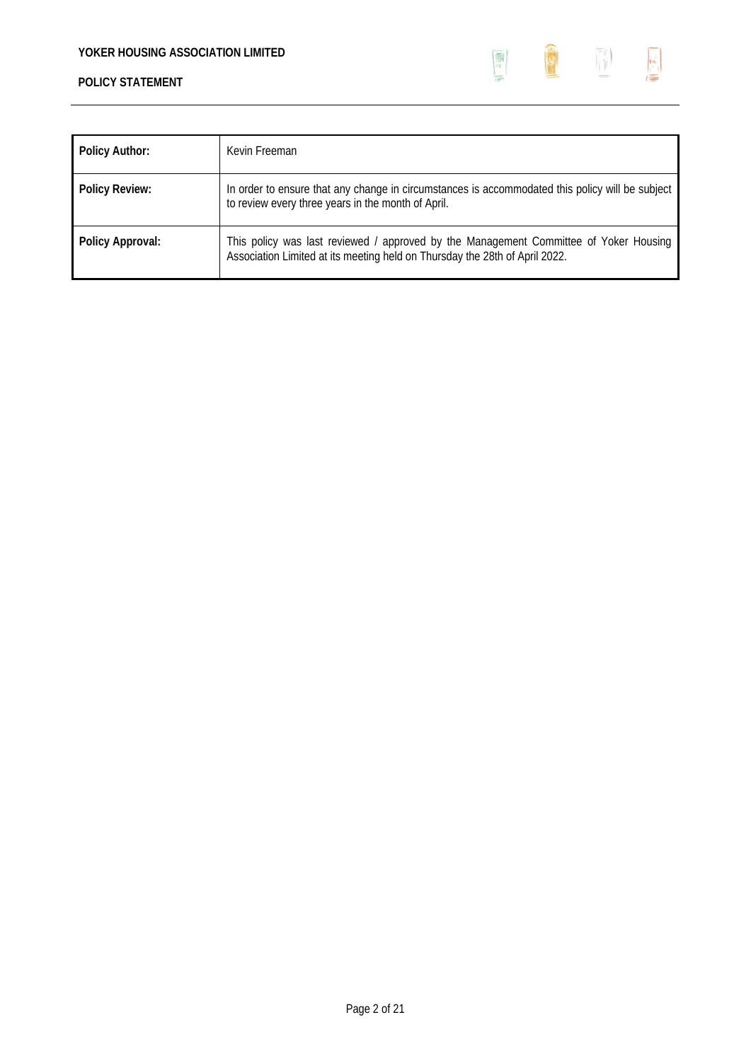| Policy Author: | Kevin Freeman |
|---|---|
| **Policy Review:** | In order to ensure that any change in circumstances is accommodated this policy will be subject to review every three years in the month of April. |
| **Policy Approval:** | This policy was last reviewed / approved by the Management Committee of Yoker Housing Association Limited at its meeting held on Thursday the 28th of April 2022. |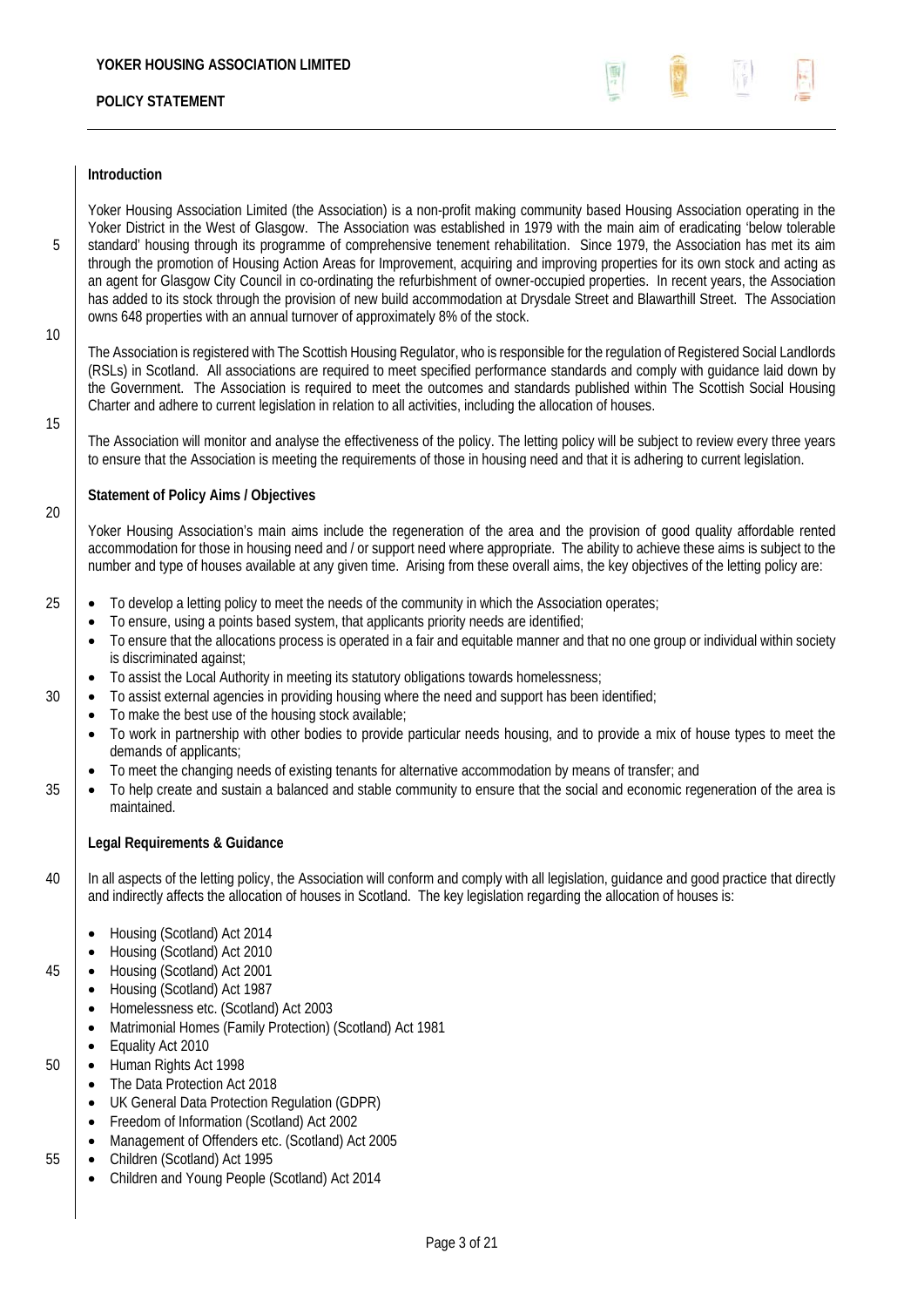## Introduction

Yoker Housing Association Limited (the Association) is a non-profit making community based Housing Association operating in the Yoker District in the West of Glasgow. The Association was established in 1979 with the main aim of eradicating 'below tolerable standard' housing through its programme of comprehensive tenement rehabilitation. Since 1979, the Association has met its aim through the promotion of Housing Action Areas for Improvement, acquiring and improving properties for its own stock and acting as an agent for Glasgow City Council in co-ordinating the refurbishment of owner-occupied properties. In recent years, the Association has added to its stock through the provision of new build accommodation at Drysdale Street and Blawarthill Street. The Association owns 648 properties with an annual turnover of approximately 8% of the stock.

The Association is registered with The Scottish Housing Regulator, who is responsible for the regulation of Registered Social Landlords (RSLs) in Scotland. All associations are required to meet specified performance standards and comply with guidance laid down by the Government. The Association is required to meet the outcomes and standards published within The Scottish Social Housing Charter and adhere to current legislation in relation to all activities, including the allocation of houses.

The Association will monitor and analyse the effectiveness of the policy. The letting policy will be subject to review every three years to ensure that the Association is meeting the requirements of those in housing need and that it is adhering to current legislation.

## Statement of Policy Aims / Objectives

Yoker Housing Association's main aims include the regeneration of the area and the provision of good quality affordable rented accommodation for those in housing need and / or support need where appropriate. The ability to achieve these aims is subject to the number and type of houses available at any given time. Arising from these overall aims, the key objectives of the letting policy are:

- To develop a letting policy to meet the needs of the community in which the Association operates;
- To ensure, using a points based system, that applicants priority needs are identified;
- To ensure that the allocations process is operated in a fair and equitable manner and that no one group or individual within society is discriminated against;
- To assist the Local Authority in meeting its statutory obligations towards homelessness;
- To assist external agencies in providing housing where the need and support has been identified;
- To make the best use of the housing stock available;
- To work in partnership with other bodies to provide particular needs housing, and to provide a mix of house types to meet the demands of applicants;
- To meet the changing needs of existing tenants for alternative accommodation by means of transfer; and
- To help create and sustain a balanced and stable community to ensure that the social and economic regeneration of the area is maintained.

## Legal Requirements & Guidance

In all aspects of the letting policy, the Association will conform and comply with all legislation, guidance and good practice that directly and indirectly affects the allocation of houses in Scotland. The key legislation regarding the allocation of houses is:

- Housing (Scotland) Act 2014
- Housing (Scotland) Act 2010
- Housing (Scotland) Act 2001
- Housing (Scotland) Act 1987
- Homelessness etc. (Scotland) Act 2003
- Matrimonial Homes (Family Protection) (Scotland) Act 1981
- Equality Act 2010
- Human Rights Act 1998
- The Data Protection Act 2018
- UK General Data Protection Regulation (GDPR)
- Freedom of Information (Scotland) Act 2002
- Management of Offenders etc. (Scotland) Act 2005
- Children (Scotland) Act 1995
- Children and Young People (Scotland) Act 2014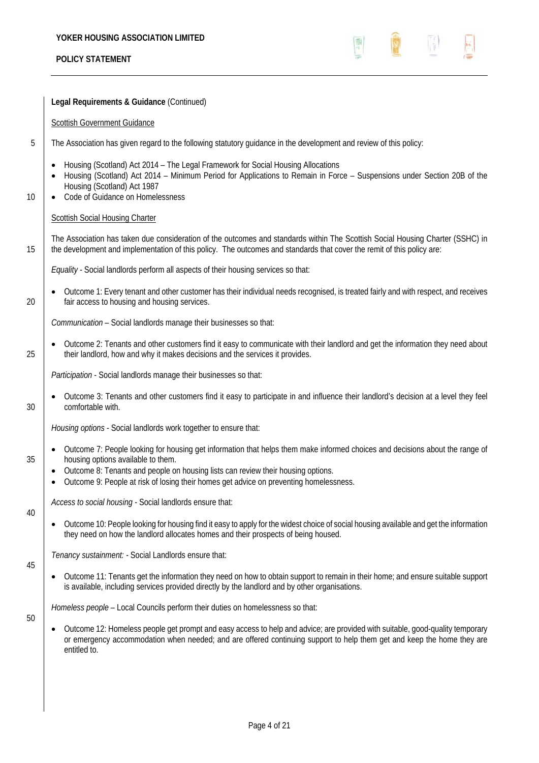**Legal Requirements & Guidance** (Continued)

Scottish Government Guidance

The Association has given regard to the following statutory guidance in the development and review of this policy:

- Housing (Scotland) Act 2014 – The Legal Framework for Social Housing Allocations
- Housing (Scotland) Act 2014 – Minimum Period for Applications to Remain in Force – Suspensions under Section 20B of the Housing (Scotland) Act 1987
- Code of Guidance on Homelessness

Scottish Social Housing Charter

The Association has taken due consideration of the outcomes and standards within The Scottish Social Housing Charter (SSHC) in the development and implementation of this policy. The outcomes and standards that cover the remit of this policy are:

*Equality* - Social landlords perform all aspects of their housing services so that:

- Outcome 1: Every tenant and other customer has their individual needs recognised, is treated fairly and with respect, and receives fair access to housing and housing services.

*Communication* – Social landlords manage their businesses so that:

- Outcome 2: Tenants and other customers find it easy to communicate with their landlord and get the information they need about their landlord, how and why it makes decisions and the services it provides.

*Participation* - Social landlords manage their businesses so that:

- Outcome 3: Tenants and other customers find it easy to participate in and influence their landlord's decision at a level they feel comfortable with.

*Housing options* - Social landlords work together to ensure that:

- Outcome 7: People looking for housing get information that helps them make informed choices and decisions about the range of housing options available to them.
- Outcome 8: Tenants and people on housing lists can review their housing options.
- Outcome 9: People at risk of losing their homes get advice on preventing homelessness.

*Access to social housing* - Social landlords ensure that:

- Outcome 10: People looking for housing find it easy to apply for the widest choice of social housing available and get the information they need on how the landlord allocates homes and their prospects of being housed.

*Tenancy sustainment:* - Social Landlords ensure that:

- Outcome 11: Tenants get the information they need on how to obtain support to remain in their home; and ensure suitable support is available, including services provided directly by the landlord and by other organisations.

*Homeless people* – Local Councils perform their duties on homelessness so that:

- Outcome 12: Homeless people get prompt and easy access to help and advice; are provided with suitable, good-quality temporary or emergency accommodation when needed; and are offered continuing support to help them get and keep the home they are entitled to.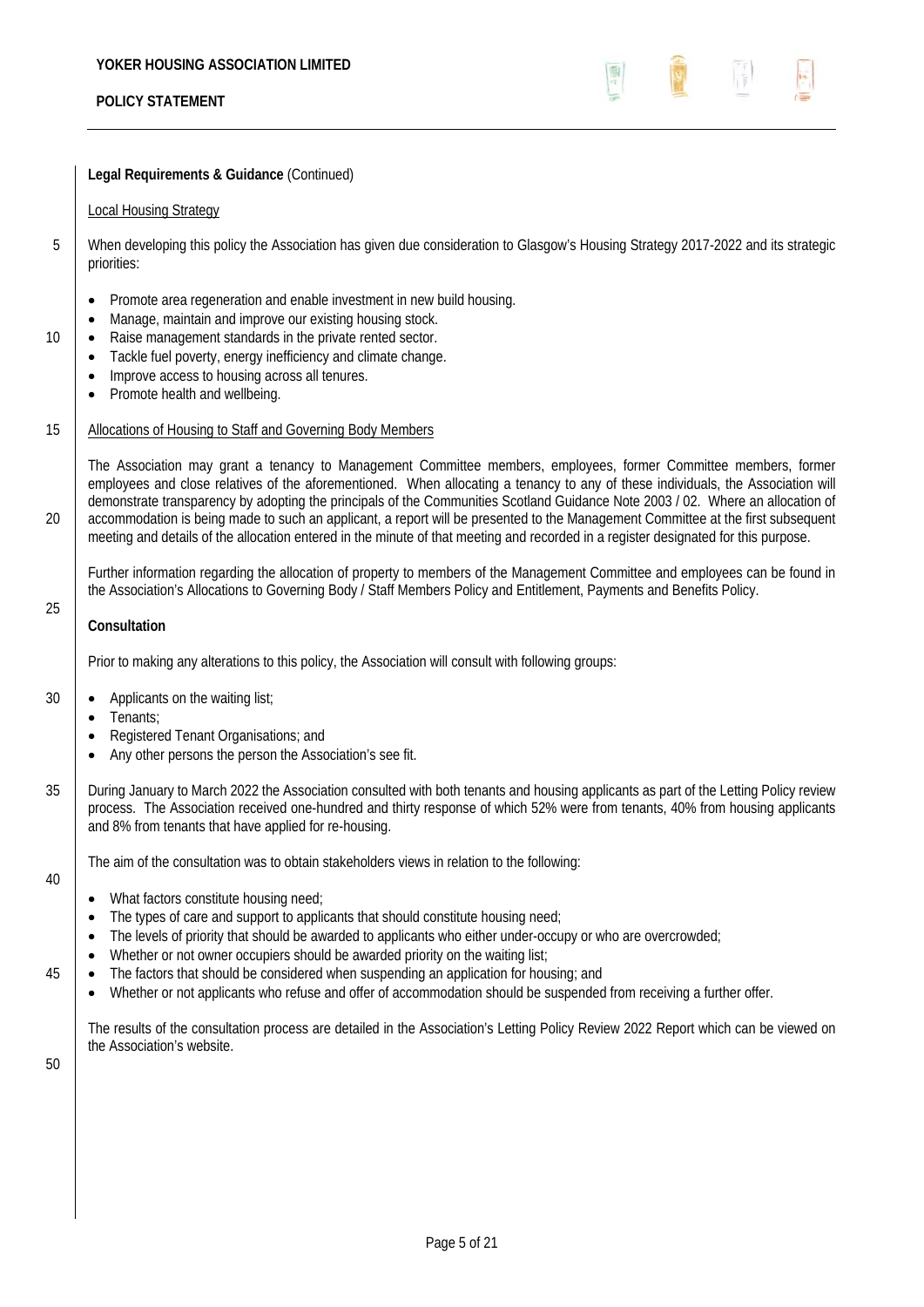**Legal Requirements & Guidance** (Continued)

Local Housing Strategy

When developing this policy the Association has given due consideration to Glasgow's Housing Strategy 2017-2022 and its strategic priorities:

- Promote area regeneration and enable investment in new build housing.
- Manage, maintain and improve our existing housing stock.
- Raise management standards in the private rented sector.
- Tackle fuel poverty, energy inefficiency and climate change.
- Improve access to housing across all tenures.
- Promote health and wellbeing.

Allocations of Housing to Staff and Governing Body Members

The Association may grant a tenancy to Management Committee members, employees, former Committee members, former employees and close relatives of the aforementioned. When allocating a tenancy to any of these individuals, the Association will demonstrate transparency by adopting the principals of the Communities Scotland Guidance Note 2003 / 02. Where an allocation of accommodation is being made to such an applicant, a report will be presented to the Management Committee at the first subsequent meeting and details of the allocation entered in the minute of that meeting and recorded in a register designated for this purpose.

Further information regarding the allocation of property to members of the Management Committee and employees can be found in the Association's Allocations to Governing Body / Staff Members Policy and Entitlement, Payments and Benefits Policy.

**Consultation**

Prior to making any alterations to this policy, the Association will consult with following groups:

- Applicants on the waiting list;
- Tenants;
- Registered Tenant Organisations; and
- Any other persons the person the Association's see fit.

During January to March 2022 the Association consulted with both tenants and housing applicants as part of the Letting Policy review process. The Association received one-hundred and thirty response of which 52% were from tenants, 40% from housing applicants and 8% from tenants that have applied for re-housing.

The aim of the consultation was to obtain stakeholders views in relation to the following:

- What factors constitute housing need;
- The types of care and support to applicants that should constitute housing need;
- The levels of priority that should be awarded to applicants who either under-occupy or who are overcrowded;
- Whether or not owner occupiers should be awarded priority on the waiting list;
- The factors that should be considered when suspending an application for housing; and
- Whether or not applicants who refuse and offer of accommodation should be suspended from receiving a further offer.

The results of the consultation process are detailed in the Association's Letting Policy Review 2022 Report which can be viewed on the Association's website.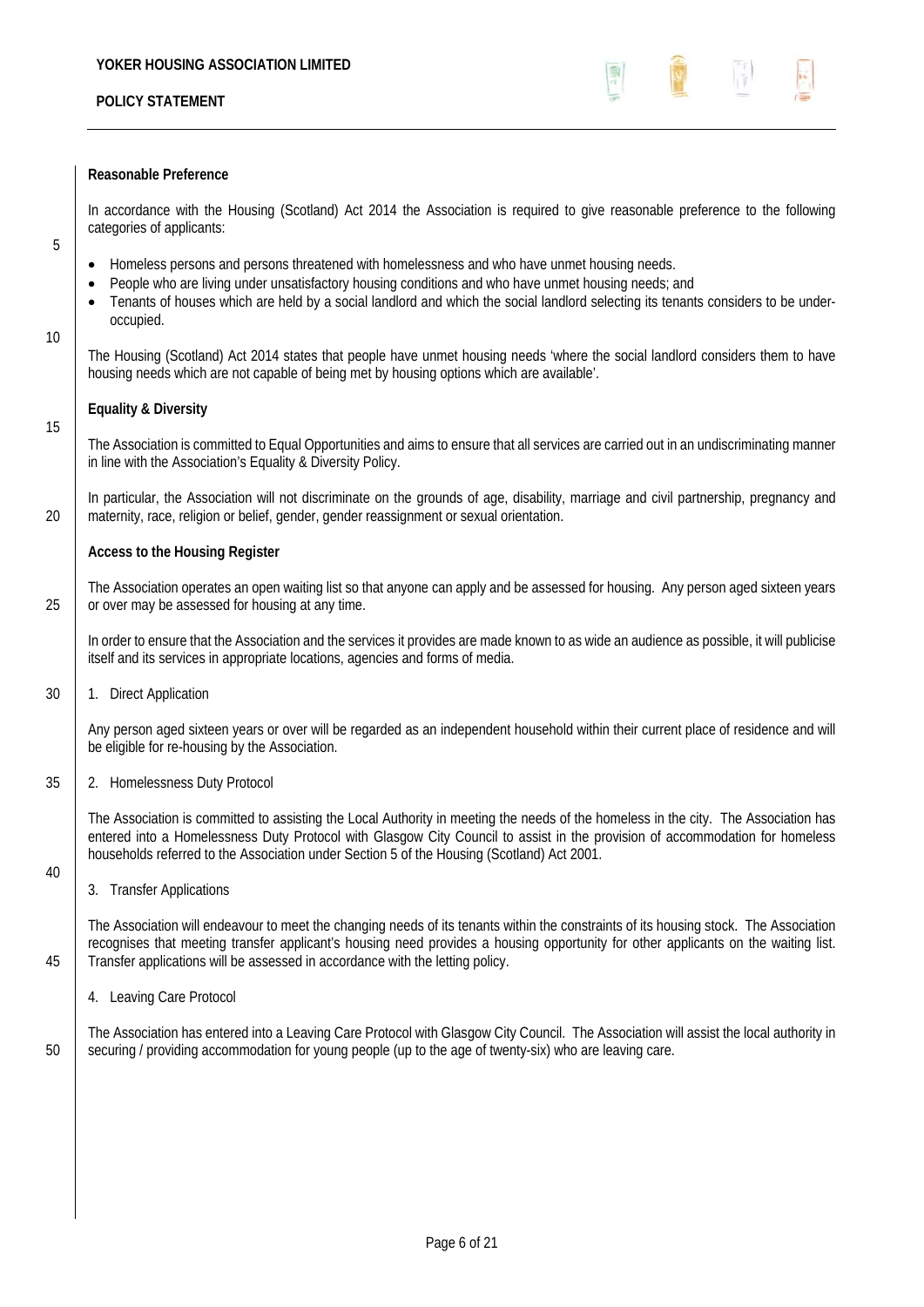### Reasonable Preference

In accordance with the Housing (Scotland) Act 2014 the Association is required to give reasonable preference to the following categories of applicants:

- Homeless persons and persons threatened with homelessness and who have unmet housing needs.
- People who are living under unsatisfactory housing conditions and who have unmet housing needs; and
- Tenants of houses which are held by a social landlord and which the social landlord selecting its tenants considers to be under-occupied.

The Housing (Scotland) Act 2014 states that people have unmet housing needs 'where the social landlord considers them to have housing needs which are not capable of being met by housing options which are available'.

### Equality & Diversity

The Association is committed to Equal Opportunities and aims to ensure that all services are carried out in an undiscriminating manner in line with the Association's Equality & Diversity Policy.

In particular, the Association will not discriminate on the grounds of age, disability, marriage and civil partnership, pregnancy and maternity, race, religion or belief, gender, gender reassignment or sexual orientation.

### Access to the Housing Register

The Association operates an open waiting list so that anyone can apply and be assessed for housing. Any person aged sixteen years or over may be assessed for housing at any time.

In order to ensure that the Association and the services it provides are made known to as wide an audience as possible, it will publicise itself and its services in appropriate locations, agencies and forms of media.

1. Direct Application

Any person aged sixteen years or over will be regarded as an independent household within their current place of residence and will be eligible for re-housing by the Association.

2. Homelessness Duty Protocol

The Association is committed to assisting the Local Authority in meeting the needs of the homeless in the city. The Association has entered into a Homelessness Duty Protocol with Glasgow City Council to assist in the provision of accommodation for homeless households referred to the Association under Section 5 of the Housing (Scotland) Act 2001.

3. Transfer Applications

The Association will endeavour to meet the changing needs of its tenants within the constraints of its housing stock. The Association recognises that meeting transfer applicant's housing need provides a housing opportunity for other applicants on the waiting list. Transfer applications will be assessed in accordance with the letting policy.

4. Leaving Care Protocol

The Association has entered into a Leaving Care Protocol with Glasgow City Council. The Association will assist the local authority in securing / providing accommodation for young people (up to the age of twenty-six) who are leaving care.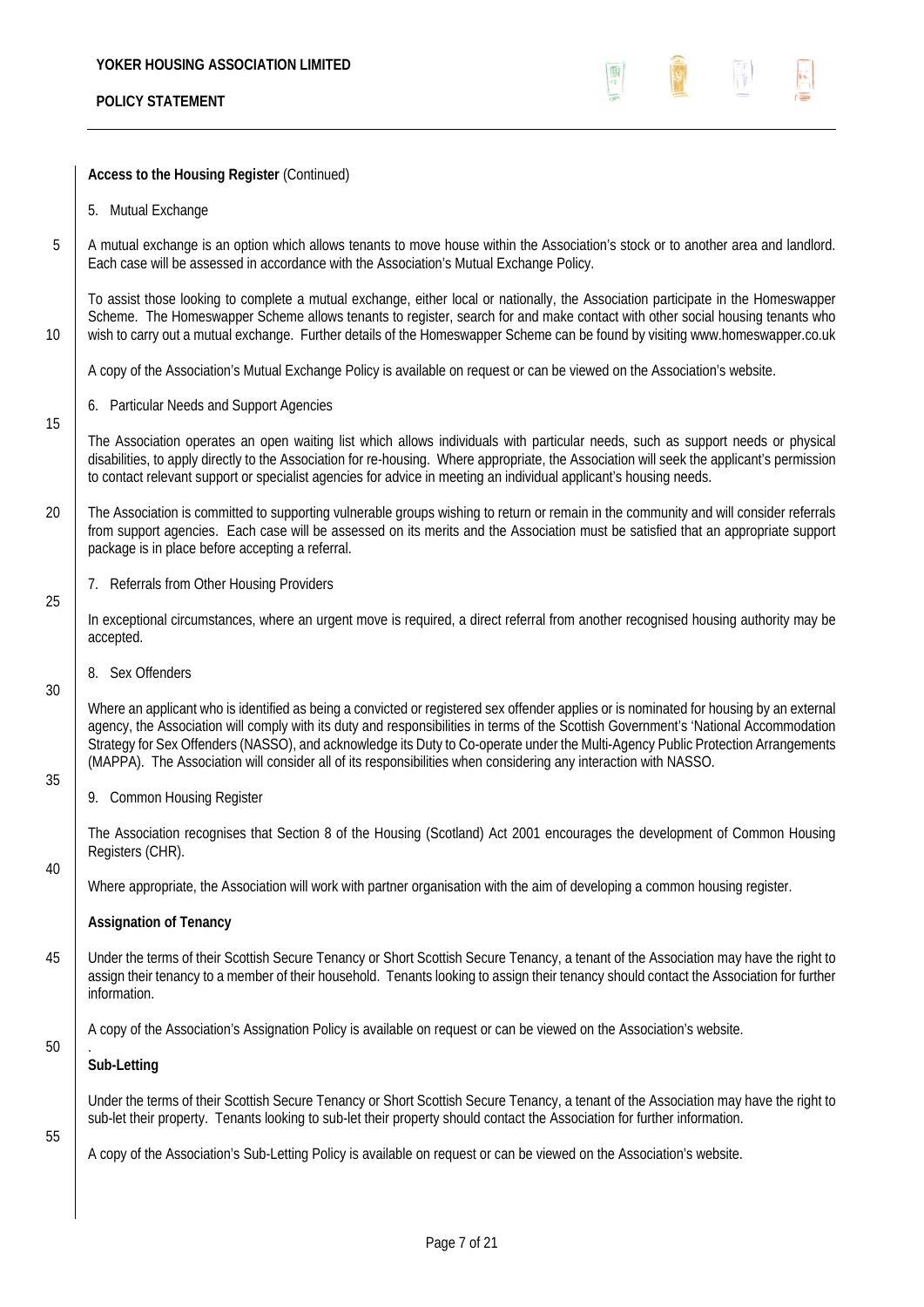**Access to the Housing Register** (Continued)

5. Mutual Exchange

A mutual exchange is an option which allows tenants to move house within the Association's stock or to another area and landlord. Each case will be assessed in accordance with the Association's Mutual Exchange Policy.

To assist those looking to complete a mutual exchange, either local or nationally, the Association participate in the Homeswapper Scheme. The Homeswapper Scheme allows tenants to register, search for and make contact with other social housing tenants who wish to carry out a mutual exchange. Further details of the Homeswapper Scheme can be found by visiting www.homeswapper.co.uk

A copy of the Association's Mutual Exchange Policy is available on request or can be viewed on the Association's website.

6. Particular Needs and Support Agencies

The Association operates an open waiting list which allows individuals with particular needs, such as support needs or physical disabilities, to apply directly to the Association for re-housing. Where appropriate, the Association will seek the applicant's permission to contact relevant support or specialist agencies for advice in meeting an individual applicant's housing needs.

The Association is committed to supporting vulnerable groups wishing to return or remain in the community and will consider referrals from support agencies. Each case will be assessed on its merits and the Association must be satisfied that an appropriate support package is in place before accepting a referral.

7. Referrals from Other Housing Providers

In exceptional circumstances, where an urgent move is required, a direct referral from another recognised housing authority may be accepted.

8. Sex Offenders

Where an applicant who is identified as being a convicted or registered sex offender applies or is nominated for housing by an external agency, the Association will comply with its duty and responsibilities in terms of the Scottish Government's 'National Accommodation Strategy for Sex Offenders (NASSO), and acknowledge its Duty to Co-operate under the Multi-Agency Public Protection Arrangements (MAPPA). The Association will consider all of its responsibilities when considering any interaction with NASSO.

9. Common Housing Register

The Association recognises that Section 8 of the Housing (Scotland) Act 2001 encourages the development of Common Housing Registers (CHR).

Where appropriate, the Association will work with partner organisation with the aim of developing a common housing register.

**Assignation of Tenancy**

Under the terms of their Scottish Secure Tenancy or Short Scottish Secure Tenancy, a tenant of the Association may have the right to assign their tenancy to a member of their household. Tenants looking to assign their tenancy should contact the Association for further information.

A copy of the Association's Assignation Policy is available on request or can be viewed on the Association's website.

**Sub-Letting**

Under the terms of their Scottish Secure Tenancy or Short Scottish Secure Tenancy, a tenant of the Association may have the right to sub-let their property. Tenants looking to sub-let their property should contact the Association for further information.

A copy of the Association's Sub-Letting Policy is available on request or can be viewed on the Association's website.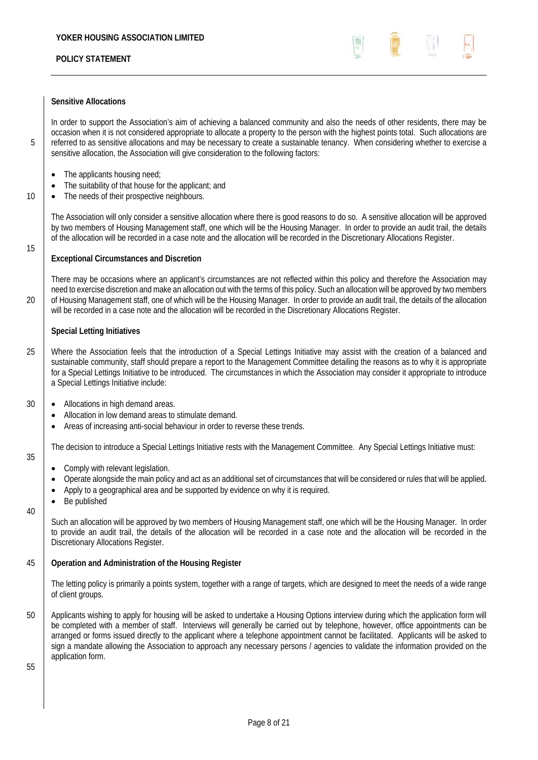### Sensitive Allocations

In order to support the Association's aim of achieving a balanced community and also the needs of other residents, there may be occasion when it is not considered appropriate to allocate a property to the person with the highest points total. Such allocations are referred to as sensitive allocations and may be necessary to create a sustainable tenancy. When considering whether to exercise a sensitive allocation, the Association will give consideration to the following factors:

- The applicants housing need;
- The suitability of that house for the applicant; and
- The needs of their prospective neighbours.

The Association will only consider a sensitive allocation where there is good reasons to do so. A sensitive allocation will be approved by two members of Housing Management staff, one which will be the Housing Manager. In order to provide an audit trail, the details of the allocation will be recorded in a case note and the allocation will be recorded in the Discretionary Allocations Register.

### Exceptional Circumstances and Discretion

There may be occasions where an applicant's circumstances are not reflected within this policy and therefore the Association may need to exercise discretion and make an allocation out with the terms of this policy. Such an allocation will be approved by two members of Housing Management staff, one of which will be the Housing Manager. In order to provide an audit trail, the details of the allocation will be recorded in a case note and the allocation will be recorded in the Discretionary Allocations Register.

### Special Letting Initiatives

Where the Association feels that the introduction of a Special Lettings Initiative may assist with the creation of a balanced and sustainable community, staff should prepare a report to the Management Committee detailing the reasons as to why it is appropriate for a Special Lettings Initiative to be introduced. The circumstances in which the Association may consider it appropriate to introduce a Special Lettings Initiative include:

- Allocations in high demand areas.
- Allocation in low demand areas to stimulate demand.
- Areas of increasing anti-social behaviour in order to reverse these trends.

The decision to introduce a Special Lettings Initiative rests with the Management Committee. Any Special Lettings Initiative must:

- Comply with relevant legislation.
- Operate alongside the main policy and act as an additional set of circumstances that will be considered or rules that will be applied.
- Apply to a geographical area and be supported by evidence on why it is required.
- Be published

Such an allocation will be approved by two members of Housing Management staff, one which will be the Housing Manager. In order to provide an audit trail, the details of the allocation will be recorded in a case note and the allocation will be recorded in the Discretionary Allocations Register.

### Operation and Administration of the Housing Register

The letting policy is primarily a points system, together with a range of targets, which are designed to meet the needs of a wide range of client groups.

Applicants wishing to apply for housing will be asked to undertake a Housing Options interview during which the application form will be completed with a member of staff. Interviews will generally be carried out by telephone, however, office appointments can be arranged or forms issued directly to the applicant where a telephone appointment cannot be facilitated. Applicants will be asked to sign a mandate allowing the Association to approach any necessary persons / agencies to validate the information provided on the application form.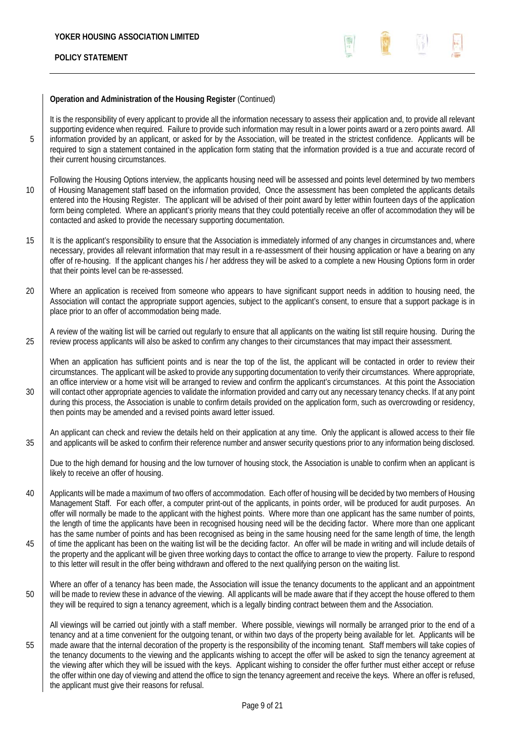**Operation and Administration of the Housing Register** (Continued)

It is the responsibility of every applicant to provide all the information necessary to assess their application and, to provide all relevant supporting evidence when required. Failure to provide such information may result in a lower points award or a zero points award. All information provided by an applicant, or asked for by the Association, will be treated in the strictest confidence. Applicants will be required to sign a statement contained in the application form stating that the information provided is a true and accurate record of their current housing circumstances.

Following the Housing Options interview, the applicants housing need will be assessed and points level determined by two members of Housing Management staff based on the information provided, Once the assessment has been completed the applicants details entered into the Housing Register. The applicant will be advised of their point award by letter within fourteen days of the application form being completed. Where an applicant's priority means that they could potentially receive an offer of accommodation they will be contacted and asked to provide the necessary supporting documentation.

It is the applicant's responsibility to ensure that the Association is immediately informed of any changes in circumstances and, where necessary, provides all relevant information that may result in a re-assessment of their housing application or have a bearing on any offer of re-housing. If the applicant changes his / her address they will be asked to a complete a new Housing Options form in order that their points level can be re-assessed.

Where an application is received from someone who appears to have significant support needs in addition to housing need, the Association will contact the appropriate support agencies, subject to the applicant's consent, to ensure that a support package is in place prior to an offer of accommodation being made.

A review of the waiting list will be carried out regularly to ensure that all applicants on the waiting list still require housing. During the review process applicants will also be asked to confirm any changes to their circumstances that may impact their assessment.

When an application has sufficient points and is near the top of the list, the applicant will be contacted in order to review their circumstances. The applicant will be asked to provide any supporting documentation to verify their circumstances. Where appropriate, an office interview or a home visit will be arranged to review and confirm the applicant's circumstances. At this point the Association will contact other appropriate agencies to validate the information provided and carry out any necessary tenancy checks. If at any point during this process, the Association is unable to confirm details provided on the application form, such as overcrowding or residency, then points may be amended and a revised points award letter issued.

An applicant can check and review the details held on their application at any time. Only the applicant is allowed access to their file and applicants will be asked to confirm their reference number and answer security questions prior to any information being disclosed.

Due to the high demand for housing and the low turnover of housing stock, the Association is unable to confirm when an applicant is likely to receive an offer of housing.

Applicants will be made a maximum of two offers of accommodation. Each offer of housing will be decided by two members of Housing Management Staff. For each offer, a computer print-out of the applicants, in points order, will be produced for audit purposes. An offer will normally be made to the applicant with the highest points. Where more than one applicant has the same number of points, the length of time the applicants have been in recognised housing need will be the deciding factor. Where more than one applicant has the same number of points and has been recognised as being in the same housing need for the same length of time, the length of time the applicant has been on the waiting list will be the deciding factor. An offer will be made in writing and will include details of the property and the applicant will be given three working days to contact the office to arrange to view the property. Failure to respond to this letter will result in the offer being withdrawn and offered to the next qualifying person on the waiting list.

Where an offer of a tenancy has been made, the Association will issue the tenancy documents to the applicant and an appointment will be made to review these in advance of the viewing. All applicants will be made aware that if they accept the house offered to them they will be required to sign a tenancy agreement, which is a legally binding contract between them and the Association.

All viewings will be carried out jointly with a staff member. Where possible, viewings will normally be arranged prior to the end of a tenancy and at a time convenient for the outgoing tenant, or within two days of the property being available for let. Applicants will be made aware that the internal decoration of the property is the responsibility of the incoming tenant. Staff members will take copies of the tenancy documents to the viewing and the applicants wishing to accept the offer will be asked to sign the tenancy agreement at the viewing after which they will be issued with the keys. Applicant wishing to consider the offer further must either accept or refuse the offer within one day of viewing and attend the office to sign the tenancy agreement and receive the keys. Where an offer is refused, the applicant must give their reasons for refusal.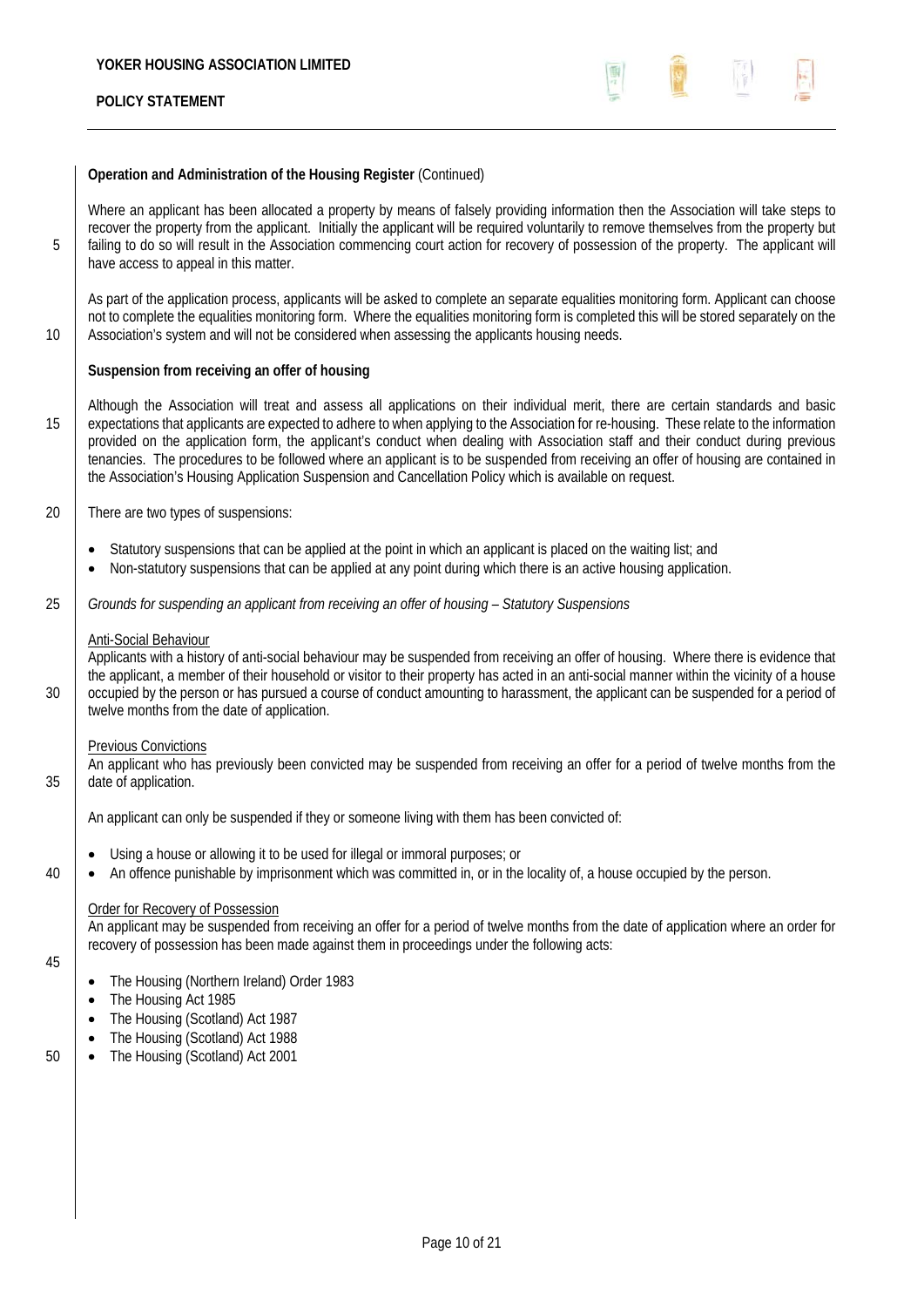**Operation and Administration of the Housing Register** (Continued)

Where an applicant has been allocated a property by means of falsely providing information then the Association will take steps to recover the property from the applicant. Initially the applicant will be required voluntarily to remove themselves from the property but failing to do so will result in the Association commencing court action for recovery of possession of the property. The applicant will have access to appeal in this matter.

As part of the application process, applicants will be asked to complete an separate equalities monitoring form. Applicant can choose not to complete the equalities monitoring form. Where the equalities monitoring form is completed this will be stored separately on the Association's system and will not be considered when assessing the applicants housing needs.

**Suspension from receiving an offer of housing**

Although the Association will treat and assess all applications on their individual merit, there are certain standards and basic expectations that applicants are expected to adhere to when applying to the Association for re-housing. These relate to the information provided on the application form, the applicant's conduct when dealing with Association staff and their conduct during previous tenancies. The procedures to be followed where an applicant is to be suspended from receiving an offer of housing are contained in the Association's Housing Application Suspension and Cancellation Policy which is available on request.

There are two types of suspensions:

- Statutory suspensions that can be applied at the point in which an applicant is placed on the waiting list; and
- Non-statutory suspensions that can be applied at any point during which there is an active housing application.

*Grounds for suspending an applicant from receiving an offer of housing – Statutory Suspensions*

<u>Anti-Social Behaviour</u>
Applicants with a history of anti-social behaviour may be suspended from receiving an offer of housing. Where there is evidence that the applicant, a member of their household or visitor to their property has acted in an anti-social manner within the vicinity of a house occupied by the person or has pursued a course of conduct amounting to harassment, the applicant can be suspended for a period of twelve months from the date of application.

<u>Previous Convictions</u>
An applicant who has previously been convicted may be suspended from receiving an offer for a period of twelve months from the date of application.

An applicant can only be suspended if they or someone living with them has been convicted of:

- Using a house or allowing it to be used for illegal or immoral purposes; or
- An offence punishable by imprisonment which was committed in, or in the locality of, a house occupied by the person.

<u>Order for Recovery of Possession</u>
An applicant may be suspended from receiving an offer for a period of twelve months from the date of application where an order for recovery of possession has been made against them in proceedings under the following acts:

- The Housing (Northern Ireland) Order 1983
- The Housing Act 1985
- The Housing (Scotland) Act 1987
- The Housing (Scotland) Act 1988
- The Housing (Scotland) Act 2001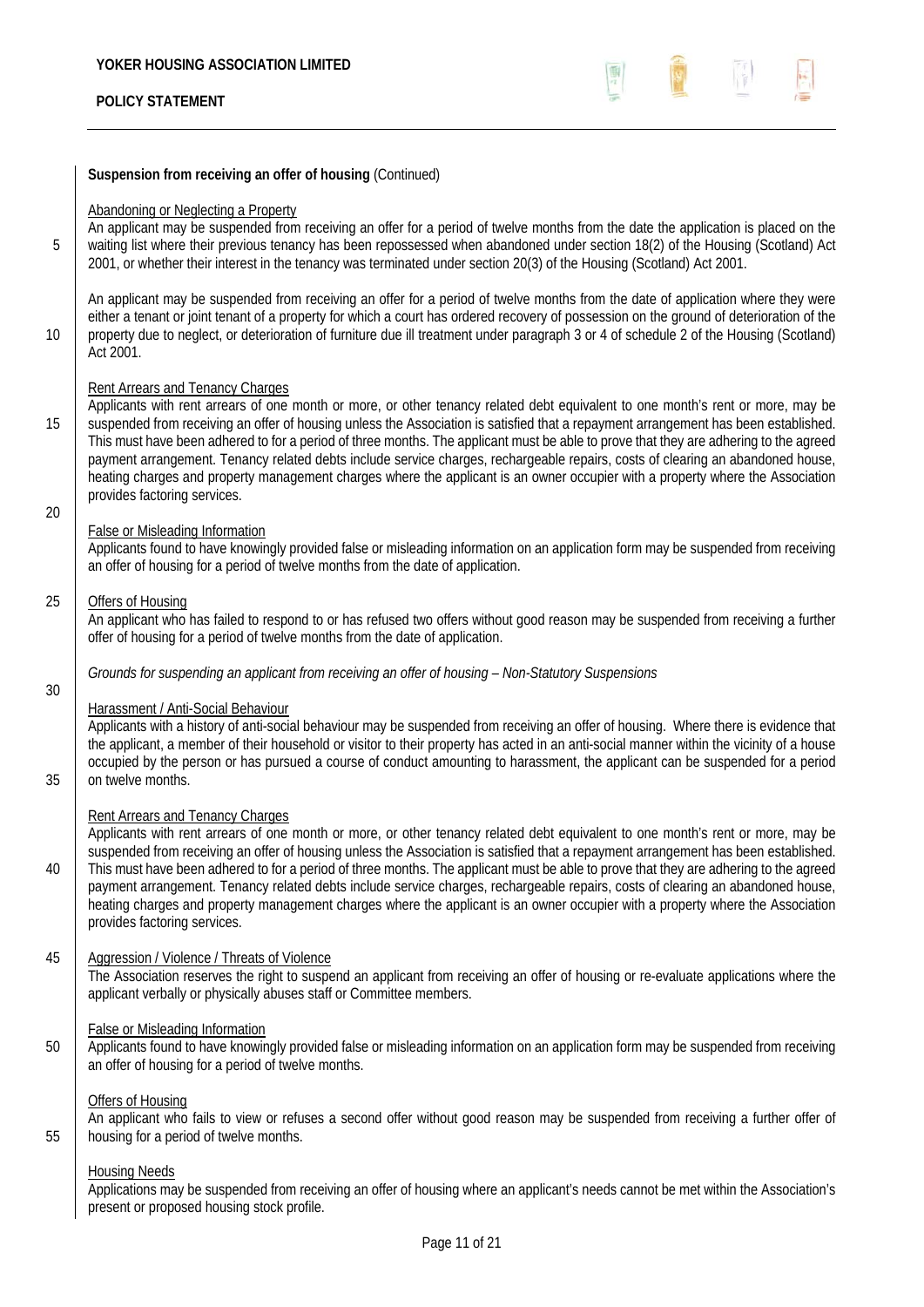**Suspension from receiving an offer of housing** (Continued)

Abandoning or Neglecting a Property

An applicant may be suspended from receiving an offer for a period of twelve months from the date the application is placed on the waiting list where their previous tenancy has been repossessed when abandoned under section 18(2) of the Housing (Scotland) Act 2001, or whether their interest in the tenancy was terminated under section 20(3) of the Housing (Scotland) Act 2001.

An applicant may be suspended from receiving an offer for a period of twelve months from the date of application where they were either a tenant or joint tenant of a property for which a court has ordered recovery of possession on the ground of deterioration of the property due to neglect, or deterioration of furniture due ill treatment under paragraph 3 or 4 of schedule 2 of the Housing (Scotland) Act 2001.

Rent Arrears and Tenancy Charges

Applicants with rent arrears of one month or more, or other tenancy related debt equivalent to one month's rent or more, may be suspended from receiving an offer of housing unless the Association is satisfied that a repayment arrangement has been established. This must have been adhered to for a period of three months. The applicant must be able to prove that they are adhering to the agreed payment arrangement. Tenancy related debts include service charges, rechargeable repairs, costs of clearing an abandoned house, heating charges and property management charges where the applicant is an owner occupier with a property where the Association provides factoring services.

False or Misleading Information

Applicants found to have knowingly provided false or misleading information on an application form may be suspended from receiving an offer of housing for a period of twelve months from the date of application.

Offers of Housing

An applicant who has failed to respond to or has refused two offers without good reason may be suspended from receiving a further offer of housing for a period of twelve months from the date of application.

*Grounds for suspending an applicant from receiving an offer of housing – Non-Statutory Suspensions*

Harassment / Anti-Social Behaviour

Applicants with a history of anti-social behaviour may be suspended from receiving an offer of housing. Where there is evidence that the applicant, a member of their household or visitor to their property has acted in an anti-social manner within the vicinity of a house occupied by the person or has pursued a course of conduct amounting to harassment, the applicant can be suspended for a period on twelve months.

Rent Arrears and Tenancy Charges

Applicants with rent arrears of one month or more, or other tenancy related debt equivalent to one month's rent or more, may be suspended from receiving an offer of housing unless the Association is satisfied that a repayment arrangement has been established. This must have been adhered to for a period of three months. The applicant must be able to prove that they are adhering to the agreed payment arrangement. Tenancy related debts include service charges, rechargeable repairs, costs of clearing an abandoned house, heating charges and property management charges where the applicant is an owner occupier with a property where the Association provides factoring services.

Aggression / Violence / Threats of Violence

The Association reserves the right to suspend an applicant from receiving an offer of housing or re-evaluate applications where the applicant verbally or physically abuses staff or Committee members.

False or Misleading Information

Applicants found to have knowingly provided false or misleading information on an application form may be suspended from receiving an offer of housing for a period of twelve months.

Offers of Housing

An applicant who fails to view or refuses a second offer without good reason may be suspended from receiving a further offer of housing for a period of twelve months.

Housing Needs

Applications may be suspended from receiving an offer of housing where an applicant's needs cannot be met within the Association's present or proposed housing stock profile.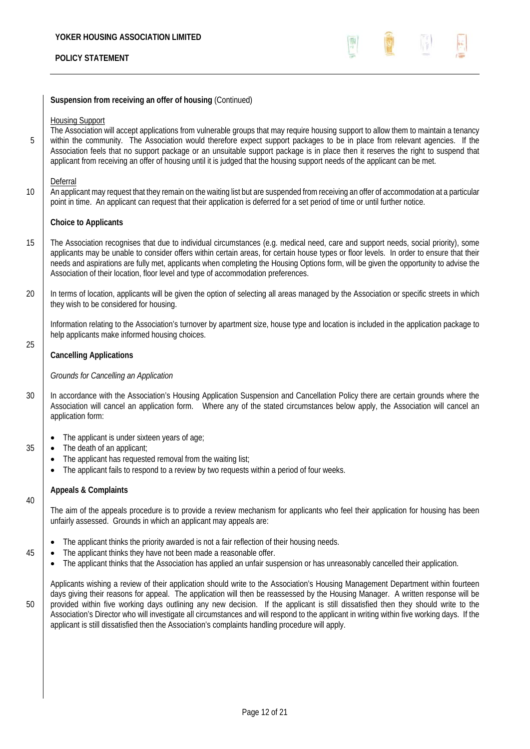**Suspension from receiving an offer of housing** (Continued)

Housing Support

The Association will accept applications from vulnerable groups that may require housing support to allow them to maintain a tenancy within the community. The Association would therefore expect support packages to be in place from relevant agencies. If the Association feels that no support package or an unsuitable support package is in place then it reserves the right to suspend that applicant from receiving an offer of housing until it is judged that the housing support needs of the applicant can be met.

Deferral

An applicant may request that they remain on the waiting list but are suspended from receiving an offer of accommodation at a particular point in time. An applicant can request that their application is deferred for a set period of time or until further notice.

**Choice to Applicants**

The Association recognises that due to individual circumstances (e.g. medical need, care and support needs, social priority), some applicants may be unable to consider offers within certain areas, for certain house types or floor levels. In order to ensure that their needs and aspirations are fully met, applicants when completing the Housing Options form, will be given the opportunity to advise the Association of their location, floor level and type of accommodation preferences.

In terms of location, applicants will be given the option of selecting all areas managed by the Association or specific streets in which they wish to be considered for housing.

Information relating to the Association's turnover by apartment size, house type and location is included in the application package to help applicants make informed housing choices.

**Cancelling Applications**

*Grounds for Cancelling an Application*

In accordance with the Association's Housing Application Suspension and Cancellation Policy there are certain grounds where the Association will cancel an application form. Where any of the stated circumstances below apply, the Association will cancel an application form:

- The applicant is under sixteen years of age;
- The death of an applicant;
- The applicant has requested removal from the waiting list;
- The applicant fails to respond to a review by two requests within a period of four weeks.

**Appeals & Complaints**

The aim of the appeals procedure is to provide a review mechanism for applicants who feel their application for housing has been unfairly assessed. Grounds in which an applicant may appeals are:

- The applicant thinks the priority awarded is not a fair reflection of their housing needs.
- The applicant thinks they have not been made a reasonable offer.
- The applicant thinks that the Association has applied an unfair suspension or has unreasonably cancelled their application.

Applicants wishing a review of their application should write to the Association's Housing Management Department within fourteen days giving their reasons for appeal. The application will then be reassessed by the Housing Manager. A written response will be provided within five working days outlining any new decision. If the applicant is still dissatisfied then they should write to the Association's Director who will investigate all circumstances and will respond to the applicant in writing within five working days. If the applicant is still dissatisfied then the Association's complaints handling procedure will apply.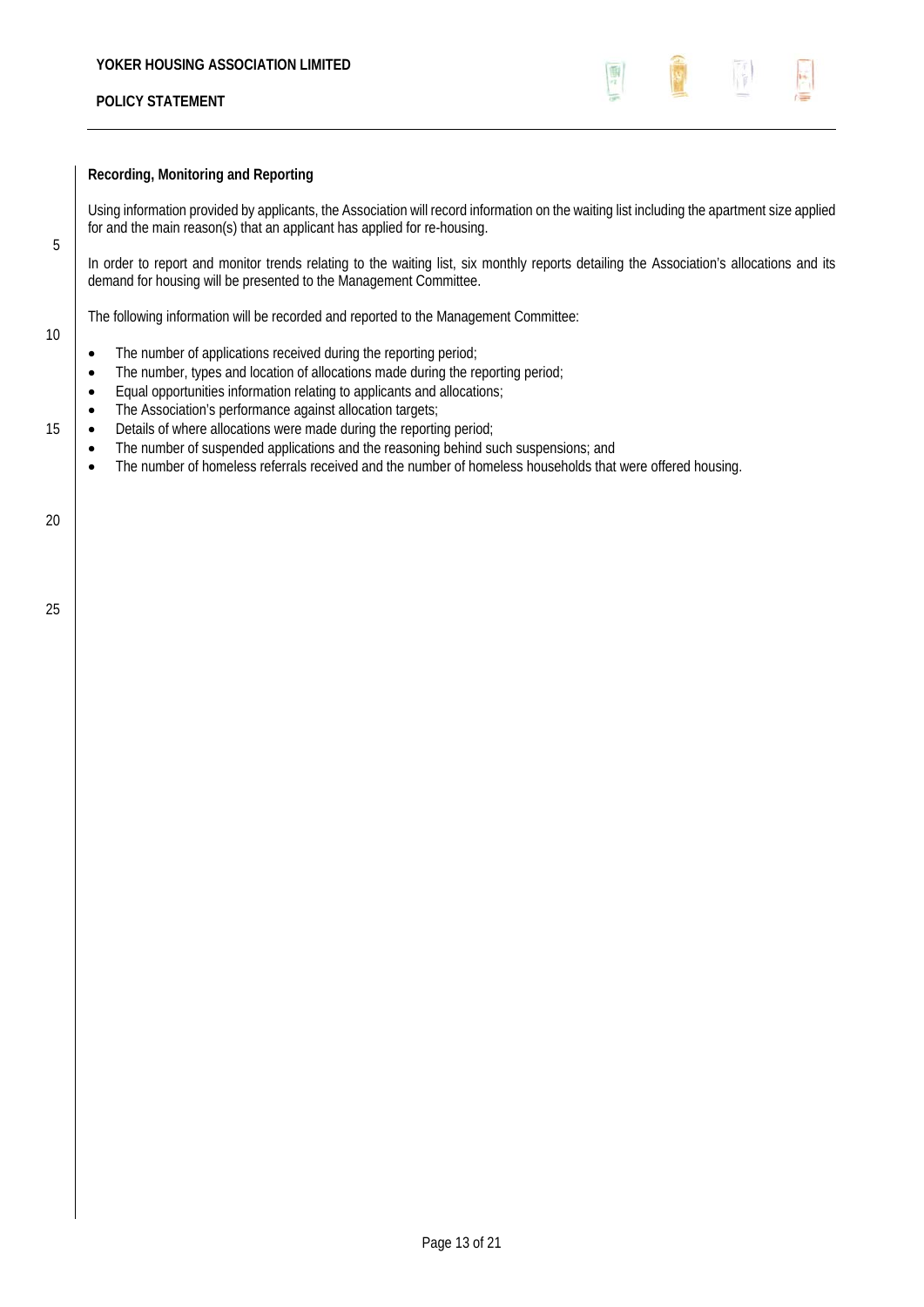## Recording, Monitoring and Reporting

Using information provided by applicants, the Association will record information on the waiting list including the apartment size applied for and the main reason(s) that an applicant has applied for re-housing.

In order to report and monitor trends relating to the waiting list, six monthly reports detailing the Association's allocations and its demand for housing will be presented to the Management Committee.

The following information will be recorded and reported to the Management Committee:

- The number of applications received during the reporting period;
- The number, types and location of allocations made during the reporting period;
- Equal opportunities information relating to applicants and allocations;
- The Association's performance against allocation targets;
- Details of where allocations were made during the reporting period;
- The number of suspended applications and the reasoning behind such suspensions; and
- The number of homeless referrals received and the number of homeless households that were offered housing.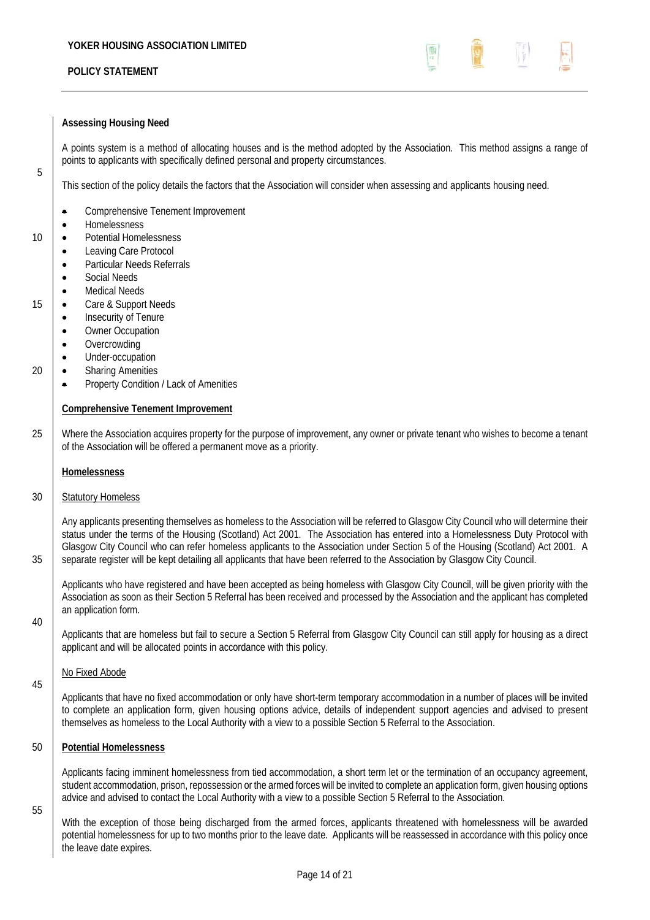## Assessing Housing Need

A points system is a method of allocating houses and is the method adopted by the Association. This method assigns a range of points to applicants with specifically defined personal and property circumstances.

This section of the policy details the factors that the Association will consider when assessing and applicants housing need.

- Comprehensive Tenement Improvement
- Homelessness
- Potential Homelessness
- Leaving Care Protocol
- Particular Needs Referrals
- Social Needs
- Medical Needs
- Care & Support Needs
- Insecurity of Tenure
- Owner Occupation
- Overcrowding
- Under-occupation
- Sharing Amenities
- Property Condition / Lack of Amenities

### Comprehensive Tenement Improvement

Where the Association acquires property for the purpose of improvement, any owner or private tenant who wishes to become a tenant of the Association will be offered a permanent move as a priority.

### Homelessness

#### Statutory Homeless

Any applicants presenting themselves as homeless to the Association will be referred to Glasgow City Council who will determine their status under the terms of the Housing (Scotland) Act 2001. The Association has entered into a Homelessness Duty Protocol with Glasgow City Council who can refer homeless applicants to the Association under Section 5 of the Housing (Scotland) Act 2001. A separate register will be kept detailing all applicants that have been referred to the Association by Glasgow City Council.

Applicants who have registered and have been accepted as being homeless with Glasgow City Council, will be given priority with the Association as soon as their Section 5 Referral has been received and processed by the Association and the applicant has completed an application form.

Applicants that are homeless but fail to secure a Section 5 Referral from Glasgow City Council can still apply for housing as a direct applicant and will be allocated points in accordance with this policy.

#### No Fixed Abode

Applicants that have no fixed accommodation or only have short-term temporary accommodation in a number of places will be invited to complete an application form, given housing options advice, details of independent support agencies and advised to present themselves as homeless to the Local Authority with a view to a possible Section 5 Referral to the Association.

### Potential Homelessness

Applicants facing imminent homelessness from tied accommodation, a short term let or the termination of an occupancy agreement, student accommodation, prison, repossession or the armed forces will be invited to complete an application form, given housing options advice and advised to contact the Local Authority with a view to a possible Section 5 Referral to the Association.

With the exception of those being discharged from the armed forces, applicants threatened with homelessness will be awarded potential homelessness for up to two months prior to the leave date. Applicants will be reassessed in accordance with this policy once the leave date expires.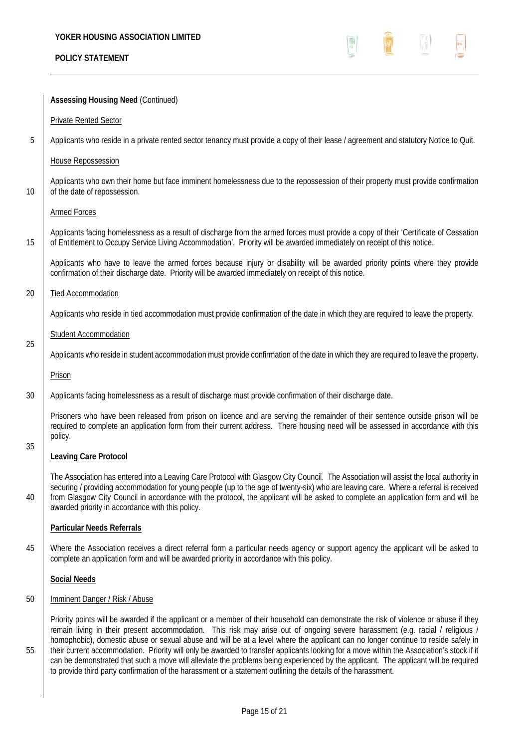**Assessing Housing Need** (Continued)

Private Rented Sector

Applicants who reside in a private rented sector tenancy must provide a copy of their lease / agreement and statutory Notice to Quit.

House Repossession

Applicants who own their home but face imminent homelessness due to the repossession of their property must provide confirmation of the date of repossession.

Armed Forces

Applicants facing homelessness as a result of discharge from the armed forces must provide a copy of their 'Certificate of Cessation of Entitlement to Occupy Service Living Accommodation'. Priority will be awarded immediately on receipt of this notice.

Applicants who have to leave the armed forces because injury or disability will be awarded priority points where they provide confirmation of their discharge date. Priority will be awarded immediately on receipt of this notice.

Tied Accommodation

Applicants who reside in tied accommodation must provide confirmation of the date in which they are required to leave the property.

Student Accommodation

Applicants who reside in student accommodation must provide confirmation of the date in which they are required to leave the property.

Prison

Applicants facing homelessness as a result of discharge must provide confirmation of their discharge date.

Prisoners who have been released from prison on licence and are serving the remainder of their sentence outside prison will be required to complete an application form from their current address. There housing need will be assessed in accordance with this policy.

**Leaving Care Protocol**

The Association has entered into a Leaving Care Protocol with Glasgow City Council. The Association will assist the local authority in securing / providing accommodation for young people (up to the age of twenty-six) who are leaving care. Where a referral is received from Glasgow City Council in accordance with the protocol, the applicant will be asked to complete an application form and will be awarded priority in accordance with this policy.

**Particular Needs Referrals**

Where the Association receives a direct referral form a particular needs agency or support agency the applicant will be asked to complete an application form and will be awarded priority in accordance with this policy.

**Social Needs**

Imminent Danger / Risk / Abuse

Priority points will be awarded if the applicant or a member of their household can demonstrate the risk of violence or abuse if they remain living in their present accommodation. This risk may arise out of ongoing severe harassment (e.g. racial / religious / homophobic), domestic abuse or sexual abuse and will be at a level where the applicant can no longer continue to reside safely in their current accommodation. Priority will only be awarded to transfer applicants looking for a move within the Association's stock if it can be demonstrated that such a move will alleviate the problems being experienced by the applicant. The applicant will be required to provide third party confirmation of the harassment or a statement outlining the details of the harassment.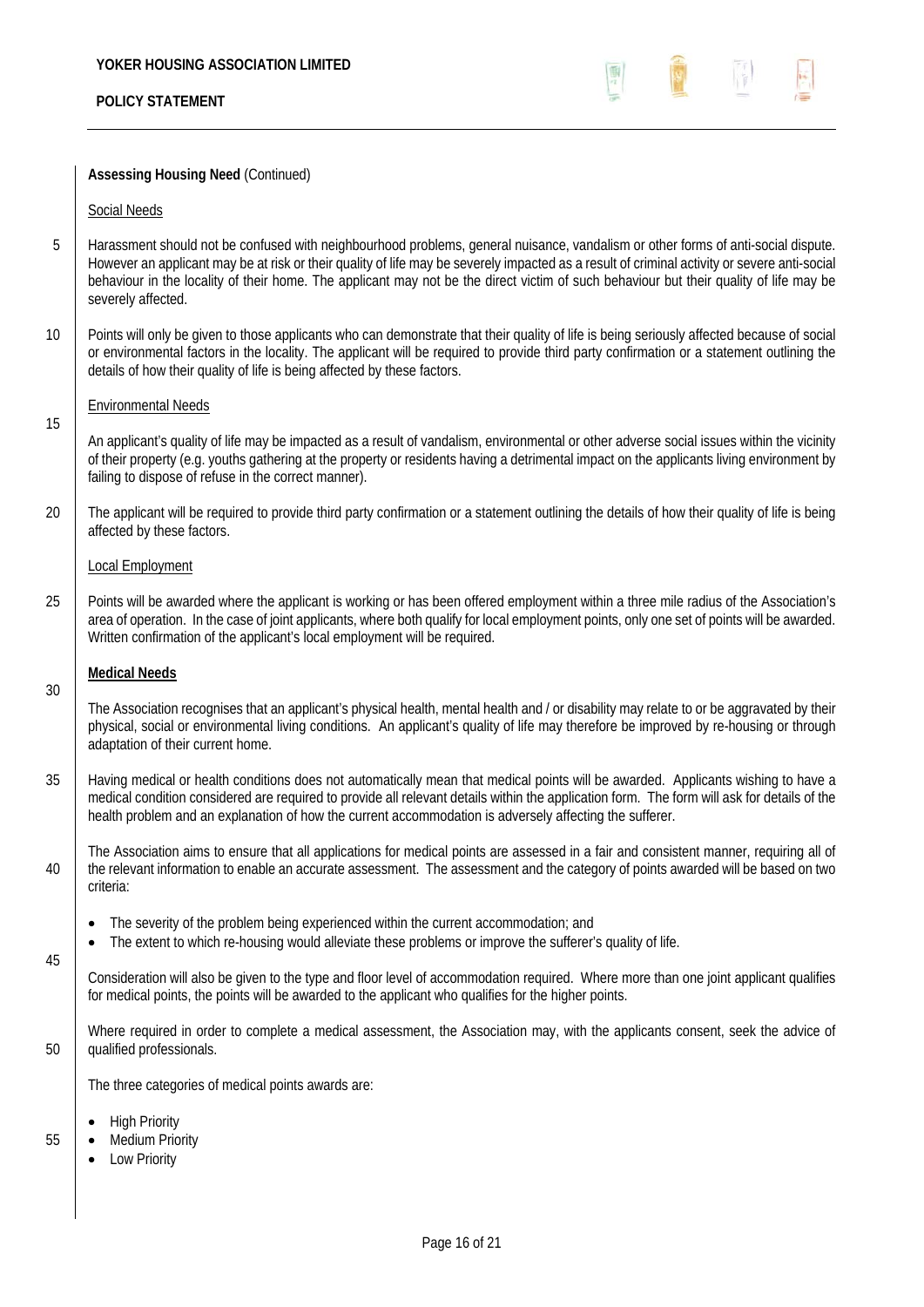**Assessing Housing Need** (Continued)

Social Needs

Harassment should not be confused with neighbourhood problems, general nuisance, vandalism or other forms of anti-social dispute. However an applicant may be at risk or their quality of life may be severely impacted as a result of criminal activity or severe anti-social behaviour in the locality of their home. The applicant may not be the direct victim of such behaviour but their quality of life may be severely affected.

Points will only be given to those applicants who can demonstrate that their quality of life is being seriously affected because of social or environmental factors in the locality. The applicant will be required to provide third party confirmation or a statement outlining the details of how their quality of life is being affected by these factors.

Environmental Needs

An applicant's quality of life may be impacted as a result of vandalism, environmental or other adverse social issues within the vicinity of their property (e.g. youths gathering at the property or residents having a detrimental impact on the applicants living environment by failing to dispose of refuse in the correct manner).

The applicant will be required to provide third party confirmation or a statement outlining the details of how their quality of life is being affected by these factors.

Local Employment

Points will be awarded where the applicant is working or has been offered employment within a three mile radius of the Association's area of operation. In the case of joint applicants, where both qualify for local employment points, only one set of points will be awarded. Written confirmation of the applicant's local employment will be required.

**Medical Needs**

The Association recognises that an applicant's physical health, mental health and / or disability may relate to or be aggravated by their physical, social or environmental living conditions. An applicant's quality of life may therefore be improved by re-housing or through adaptation of their current home.

Having medical or health conditions does not automatically mean that medical points will be awarded. Applicants wishing to have a medical condition considered are required to provide all relevant details within the application form. The form will ask for details of the health problem and an explanation of how the current accommodation is adversely affecting the sufferer.

The Association aims to ensure that all applications for medical points are assessed in a fair and consistent manner, requiring all of the relevant information to enable an accurate assessment. The assessment and the category of points awarded will be based on two criteria:

- The severity of the problem being experienced within the current accommodation; and
- The extent to which re-housing would alleviate these problems or improve the sufferer's quality of life.

Consideration will also be given to the type and floor level of accommodation required. Where more than one joint applicant qualifies for medical points, the points will be awarded to the applicant who qualifies for the higher points.

Where required in order to complete a medical assessment, the Association may, with the applicants consent, seek the advice of qualified professionals.

The three categories of medical points awards are:

- High Priority
- Medium Priority
- Low Priority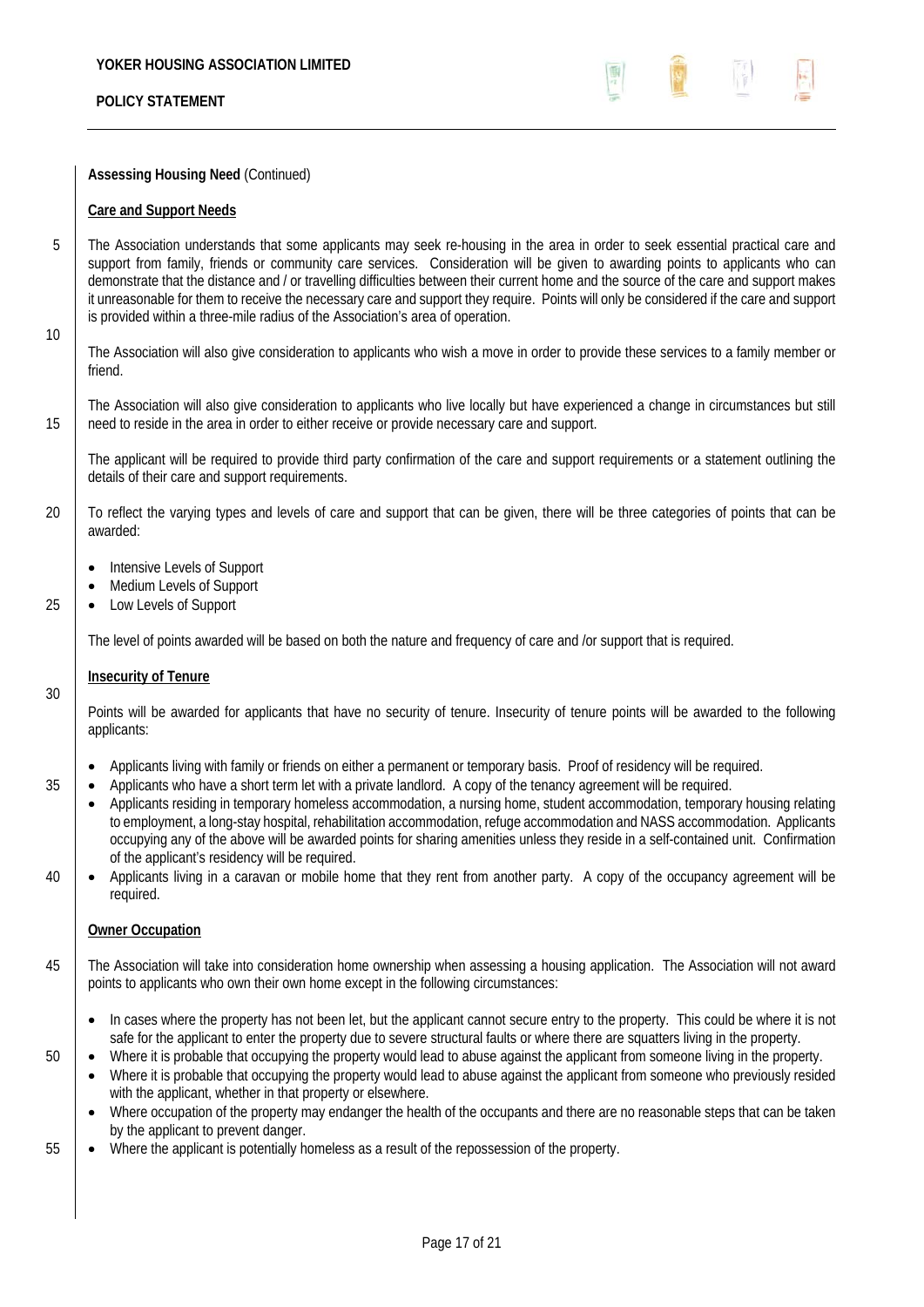**Assessing Housing Need** (Continued)

**Care and Support Needs**

The Association understands that some applicants may seek re-housing in the area in order to seek essential practical care and support from family, friends or community care services. Consideration will be given to awarding points to applicants who can demonstrate that the distance and / or travelling difficulties between their current home and the source of the care and support makes it unreasonable for them to receive the necessary care and support they require. Points will only be considered if the care and support is provided within a three-mile radius of the Association's area of operation.

The Association will also give consideration to applicants who wish a move in order to provide these services to a family member or friend.

The Association will also give consideration to applicants who live locally but have experienced a change in circumstances but still need to reside in the area in order to either receive or provide necessary care and support.

The applicant will be required to provide third party confirmation of the care and support requirements or a statement outlining the details of their care and support requirements.

To reflect the varying types and levels of care and support that can be given, there will be three categories of points that can be awarded:

- Intensive Levels of Support
- Medium Levels of Support
- Low Levels of Support

The level of points awarded will be based on both the nature and frequency of care and /or support that is required.

**Insecurity of Tenure**

Points will be awarded for applicants that have no security of tenure. Insecurity of tenure points will be awarded to the following applicants:

- Applicants living with family or friends on either a permanent or temporary basis. Proof of residency will be required.
- Applicants who have a short term let with a private landlord. A copy of the tenancy agreement will be required.
- Applicants residing in temporary homeless accommodation, a nursing home, student accommodation, temporary housing relating to employment, a long-stay hospital, rehabilitation accommodation, refuge accommodation and NASS accommodation. Applicants occupying any of the above will be awarded points for sharing amenities unless they reside in a self-contained unit. Confirmation of the applicant's residency will be required.
- Applicants living in a caravan or mobile home that they rent from another party. A copy of the occupancy agreement will be required.

**Owner Occupation**

The Association will take into consideration home ownership when assessing a housing application. The Association will not award points to applicants who own their own home except in the following circumstances:

- In cases where the property has not been let, but the applicant cannot secure entry to the property. This could be where it is not safe for the applicant to enter the property due to severe structural faults or where there are squatters living in the property.
- Where it is probable that occupying the property would lead to abuse against the applicant from someone living in the property.
- Where it is probable that occupying the property would lead to abuse against the applicant from someone who previously resided with the applicant, whether in that property or elsewhere.
- Where occupation of the property may endanger the health of the occupants and there are no reasonable steps that can be taken by the applicant to prevent danger.
- Where the applicant is potentially homeless as a result of the repossession of the property.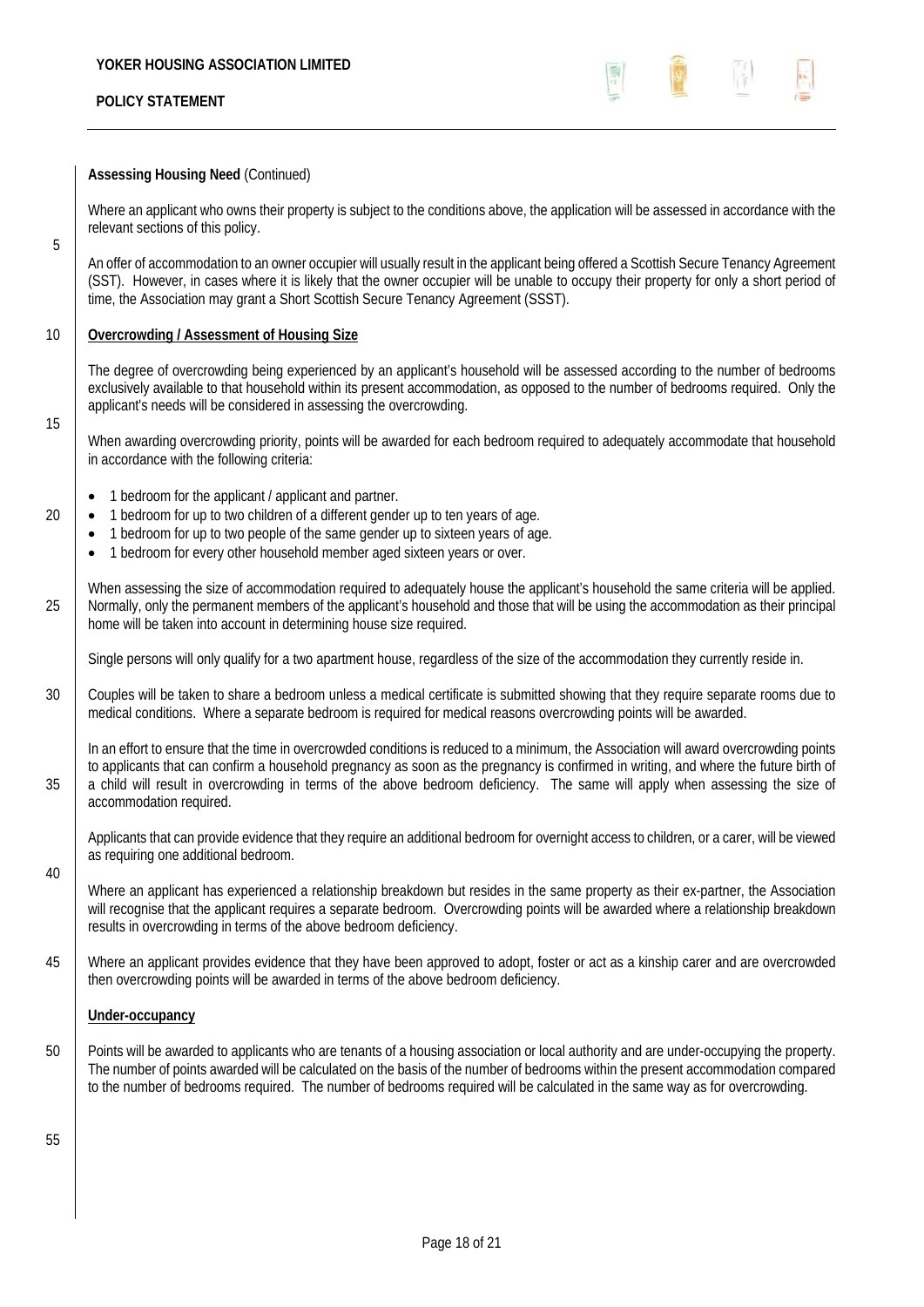**Assessing Housing Need** (Continued)

Where an applicant who owns their property is subject to the conditions above, the application will be assessed in accordance with the relevant sections of this policy.

An offer of accommodation to an owner occupier will usually result in the applicant being offered a Scottish Secure Tenancy Agreement (SST). However, in cases where it is likely that the owner occupier will be unable to occupy their property for only a short period of time, the Association may grant a Short Scottish Secure Tenancy Agreement (SSST).

**Overcrowding / Assessment of Housing Size**

The degree of overcrowding being experienced by an applicant's household will be assessed according to the number of bedrooms exclusively available to that household within its present accommodation, as opposed to the number of bedrooms required. Only the applicant's needs will be considered in assessing the overcrowding.

When awarding overcrowding priority, points will be awarded for each bedroom required to adequately accommodate that household in accordance with the following criteria:

- 1 bedroom for the applicant / applicant and partner.
- 1 bedroom for up to two children of a different gender up to ten years of age.
- 1 bedroom for up to two people of the same gender up to sixteen years of age.
- 1 bedroom for every other household member aged sixteen years or over.

When assessing the size of accommodation required to adequately house the applicant's household the same criteria will be applied. Normally, only the permanent members of the applicant's household and those that will be using the accommodation as their principal home will be taken into account in determining house size required.

Single persons will only qualify for a two apartment house, regardless of the size of the accommodation they currently reside in.

Couples will be taken to share a bedroom unless a medical certificate is submitted showing that they require separate rooms due to medical conditions. Where a separate bedroom is required for medical reasons overcrowding points will be awarded.

In an effort to ensure that the time in overcrowded conditions is reduced to a minimum, the Association will award overcrowding points to applicants that can confirm a household pregnancy as soon as the pregnancy is confirmed in writing, and where the future birth of a child will result in overcrowding in terms of the above bedroom deficiency. The same will apply when assessing the size of accommodation required.

Applicants that can provide evidence that they require an additional bedroom for overnight access to children, or a carer, will be viewed as requiring one additional bedroom.

Where an applicant has experienced a relationship breakdown but resides in the same property as their ex-partner, the Association will recognise that the applicant requires a separate bedroom. Overcrowding points will be awarded where a relationship breakdown results in overcrowding in terms of the above bedroom deficiency.

Where an applicant provides evidence that they have been approved to adopt, foster or act as a kinship carer and are overcrowded then overcrowding points will be awarded in terms of the above bedroom deficiency.

**Under-occupancy**

Points will be awarded to applicants who are tenants of a housing association or local authority and are under-occupying the property. The number of points awarded will be calculated on the basis of the number of bedrooms within the present accommodation compared to the number of bedrooms required. The number of bedrooms required will be calculated in the same way as for overcrowding.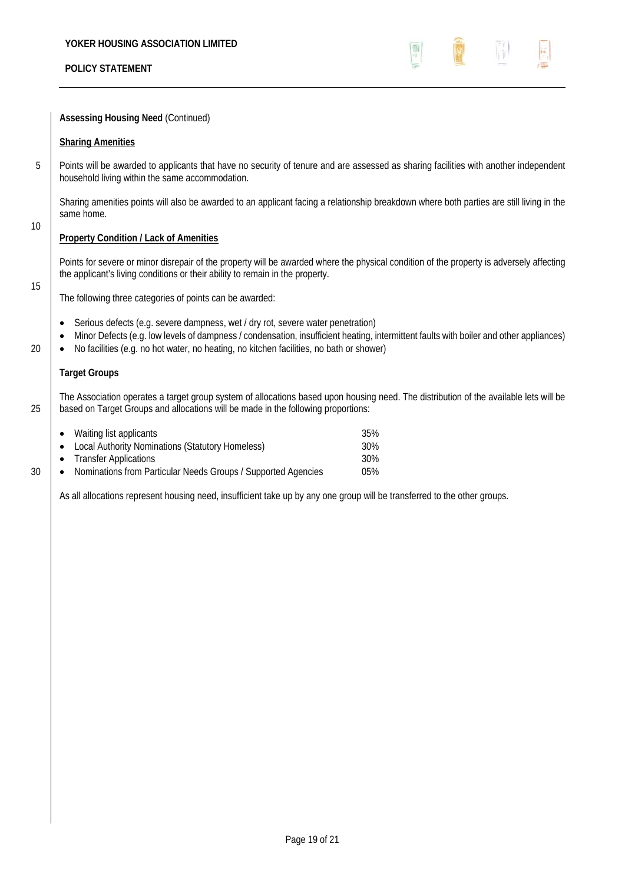**Assessing Housing Need** (Continued)

**Sharing Amenities**

Points will be awarded to applicants that have no security of tenure and are assessed as sharing facilities with another independent household living within the same accommodation.

Sharing amenities points will also be awarded to an applicant facing a relationship breakdown where both parties are still living in the same home.

**Property Condition / Lack of Amenities**

Points for severe or minor disrepair of the property will be awarded where the physical condition of the property is adversely affecting the applicant's living conditions or their ability to remain in the property.

The following three categories of points can be awarded:

- Serious defects (e.g. severe dampness, wet / dry rot, severe water penetration)
- Minor Defects (e.g. low levels of dampness / condensation, insufficient heating, intermittent faults with boiler and other appliances)
- No facilities (e.g. no hot water, no heating, no kitchen facilities, no bath or shower)

**Target Groups**

The Association operates a target group system of allocations based upon housing need. The distribution of the available lets will be based on Target Groups and allocations will be made in the following proportions:

- Waiting list applicants 35%
- Local Authority Nominations (Statutory Homeless) 30%
- Transfer Applications 30%
- Nominations from Particular Needs Groups / Supported Agencies 05%

As all allocations represent housing need, insufficient take up by any one group will be transferred to the other groups.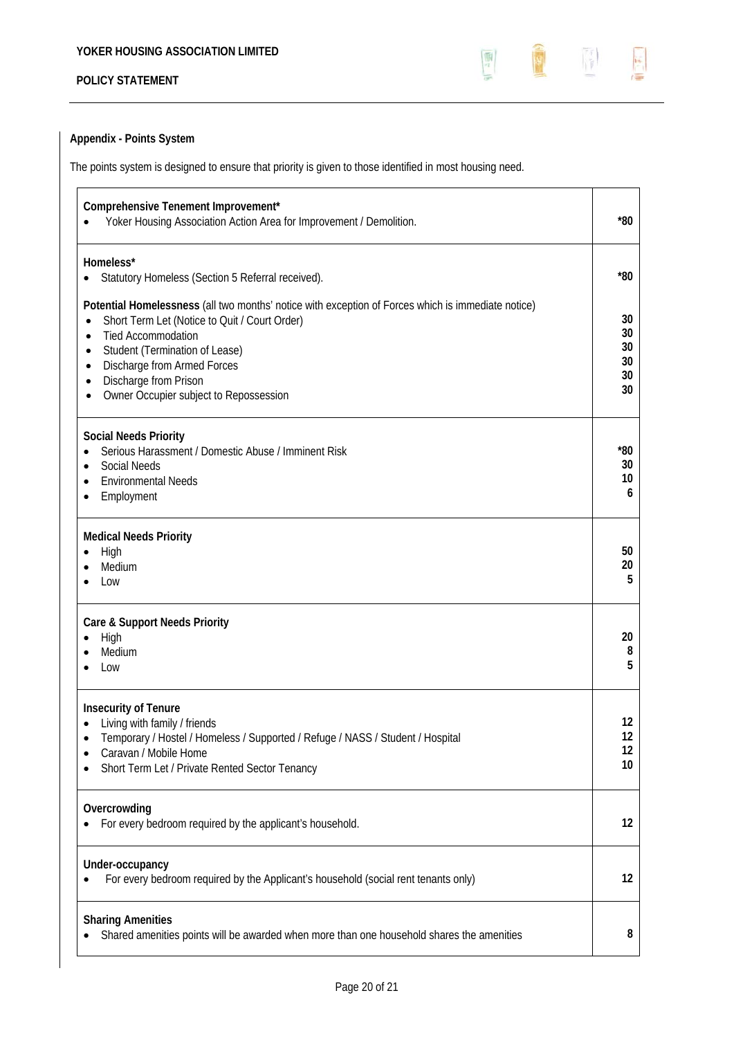## Appendix - Points System

The points system is designed to ensure that priority is given to those identified in most housing need.

| Category | Points |
| --- | --- |
| **Comprehensive Tenement Improvement*** | |
| • Yoker Housing Association Action Area for Improvement / Demolition. | *80 |
| **Homeless*** | |
| • Statutory Homeless (Section 5 Referral received). | *80 |
| **Potential Homelessness** (all two months' notice with exception of Forces which is immediate notice) | |
| • Short Term Let (Notice to Quit / Court Order) | 30 |
| • Tied Accommodation | 30 |
| • Student (Termination of Lease) | 30 |
| • Discharge from Armed Forces | 30 |
| • Discharge from Prison | 30 |
| • Owner Occupier subject to Repossession | 30 |
| **Social Needs Priority** | |
| • Serious Harassment / Domestic Abuse / Imminent Risk | *80 |
| • Social Needs | 30 |
| • Environmental Needs | 10 |
| • Employment | 6 |
| **Medical Needs Priority** | |
| • High | 50 |
| • Medium | 20 |
| • Low | 5 |
| **Care & Support Needs Priority** | |
| • High | 20 |
| • Medium | 8 |
| • Low | 5 |
| **Insecurity of Tenure** | |
| • Living with family / friends | 12 |
| • Temporary / Hostel / Homeless / Supported / Refuge / NASS / Student / Hospital | 12 |
| • Caravan / Mobile Home | 12 |
| • Short Term Let / Private Rented Sector Tenancy | 10 |
| **Overcrowding** | |
| • For every bedroom required by the applicant's household. | 12 |
| **Under-occupancy** | |
| • For every bedroom required by the Applicant's household (social rent tenants only) | 12 |
| **Sharing Amenities** | |
| • Shared amenities points will be awarded when more than one household shares the amenities | 8 |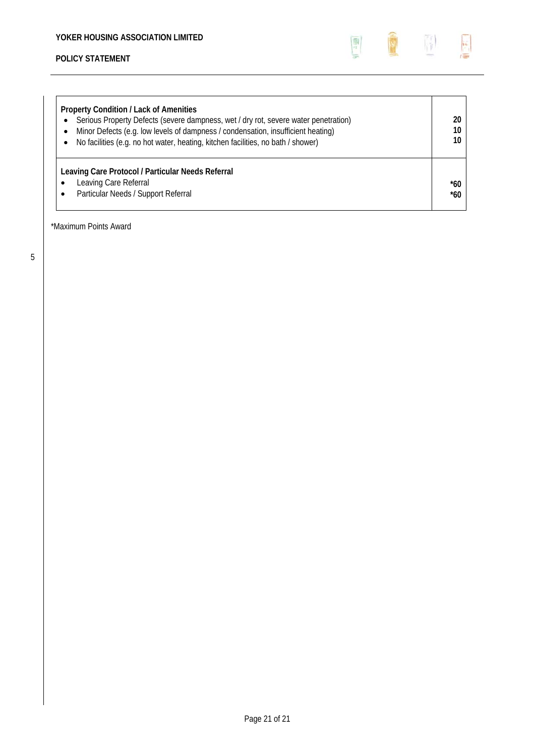| | |
|---|---|
| **Property Condition / Lack of Amenities** | |
| • Serious Property Defects (severe dampness, wet / dry rot, severe water penetration) | **20** |
| • Minor Defects (e.g. low levels of dampness / condensation, insufficient heating) | **10** |
| • No facilities (e.g. no hot water, heating, kitchen facilities, no bath / shower) | **10** |
| **Leaving Care Protocol / Particular Needs Referral** | |
| • Leaving Care Referral | **\*60** |
| • Particular Needs / Support Referral | **\*60** |

*Maximum Points Award

5